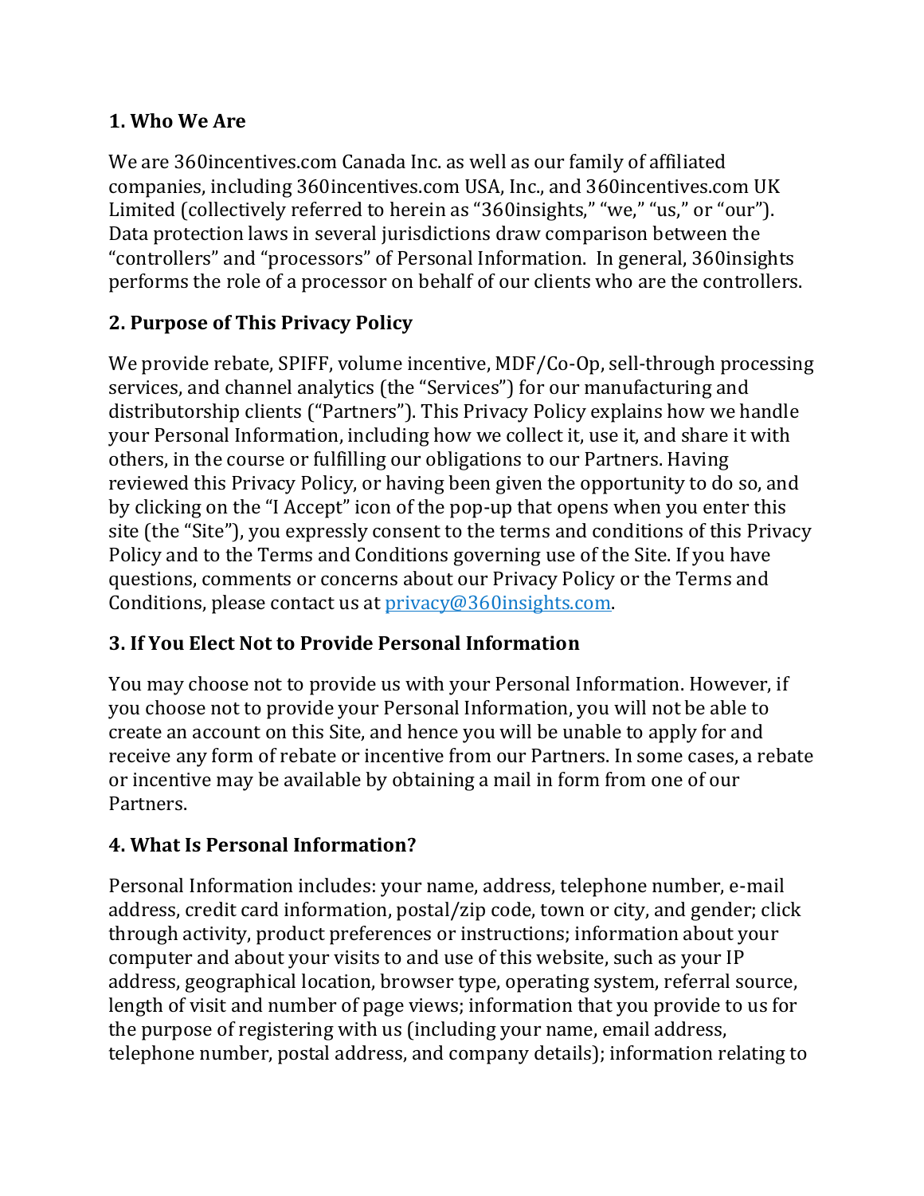## 1. Who We Are

We are 360incentives.com Canada Inc. as well as our family of affiliated companies, including 360incentives.com USA, Inc., and 360incentives.com UK Limited (collectively referred to herein as "360insights," "we," "us," or "our"). Data protection laws in several jurisdictions draw comparison between the "controllers" and "processors" of Personal Information. In general, 360insights performs the role of a processor on behalf of our clients who are the controllers.

## 2. Purpose of This Privacy Policy

We provide rebate, SPIFF, volume incentive, MDF/Co-Op, sell-through processing services, and channel analytics (the "Services") for our manufacturing and distributorship clients ("Partners"). This Privacy Policy explains how we handle your Personal Information, including how we collect it, use it, and share it with others, in the course or fulfilling our obligations to our Partners. Having reviewed this Privacy Policy, or having been given the opportunity to do so, and by clicking on the "I Accept" icon of the pop-up that opens when you enter this site (the "Site"), you expressly consent to the terms and conditions of this Privacy Policy and to the Terms and Conditions governing use of the Site. If you have questions, comments or concerns about our Privacy Policy or the Terms and Conditions, please contact us at privacy@360insights.com.

## 3. If You Elect Not to Provide Personal Information

You may choose not to provide us with your Personal Information. However, if you choose not to provide your Personal Information, you will not be able to create an account on this Site, and hence you will be unable to apply for and receive any form of rebate or incentive from our Partners. In some cases, a rebate or incentive may be available by obtaining a mail in form from one of our Partners.

## 4. What Is Personal Information?

Personal Information includes: your name, address, telephone number, e-mail address, credit card information, postal/zip code, town or city, and gender; click through activity, product preferences or instructions; information about your computer and about your visits to and use of this website, such as your IP address, geographical location, browser type, operating system, referral source, length of visit and number of page views; information that you provide to us for the purpose of registering with us (including your name, email address, telephone number, postal address, and company details); information relating to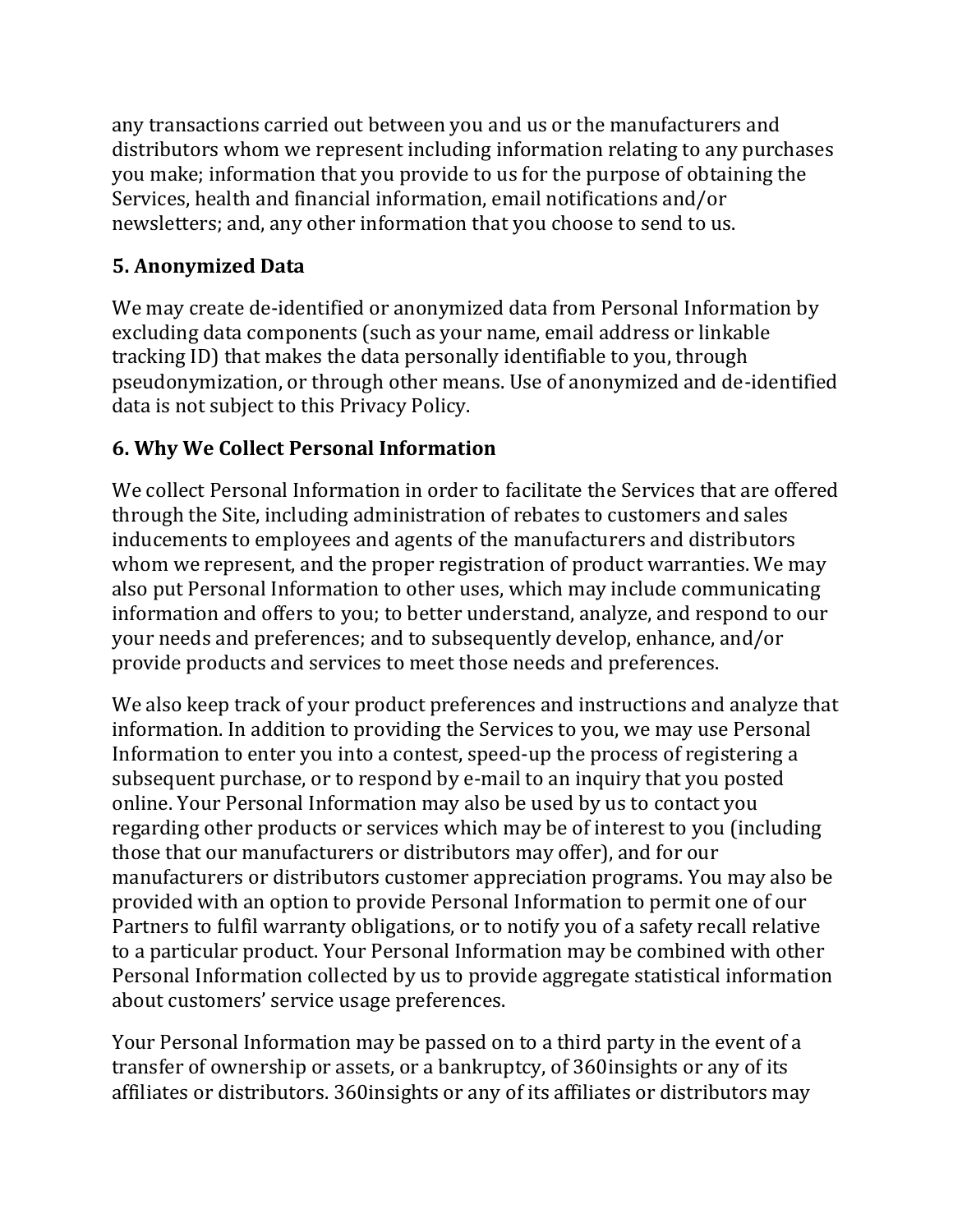any transactions carried out between you and us or the manufacturers and distributors whom we represent including information relating to any purchases you make; information that you provide to us for the purpose of obtaining the Services, health and financial information, email notifications and/or newsletters; and, any other information that you choose to send to us.

## 5. Anonymized Data

We may create de-identified or anonymized data from Personal Information by excluding data components (such as your name, email address or linkable tracking ID) that makes the data personally identifiable to you, through pseudonymization, or through other means. Use of anonymized and de-identified data is not subject to this Privacy Policy.

## 6. Why We Collect Personal Information

We collect Personal Information in order to facilitate the Services that are offered through the Site, including administration of rebates to customers and sales inducements to employees and agents of the manufacturers and distributors whom we represent, and the proper registration of product warranties. We may also put Personal Information to other uses, which may include communicating information and offers to you; to better understand, analyze, and respond to our your needs and preferences; and to subsequently develop, enhance, and/or provide products and services to meet those needs and preferences.

We also keep track of your product preferences and instructions and analyze that information. In addition to providing the Services to you, we may use Personal Information to enter you into a contest, speed-up the process of registering a subsequent purchase, or to respond by e-mail to an inquiry that you posted online. Your Personal Information may also be used by us to contact you regarding other products or services which may be of interest to you (including those that our manufacturers or distributors may offer), and for our manufacturers or distributors customer appreciation programs. You may also be provided with an option to provide Personal Information to permit one of our Partners to fulfil warranty obligations, or to notify you of a safety recall relative to a particular product. Your Personal Information may be combined with other Personal Information collected by us to provide aggregate statistical information about customers' service usage preferences.

Your Personal Information may be passed on to a third party in the event of a transfer of ownership or assets, or a bankruptcy, of 360insights or any of its affiliates or distributors. 360insights or any of its affiliates or distributors may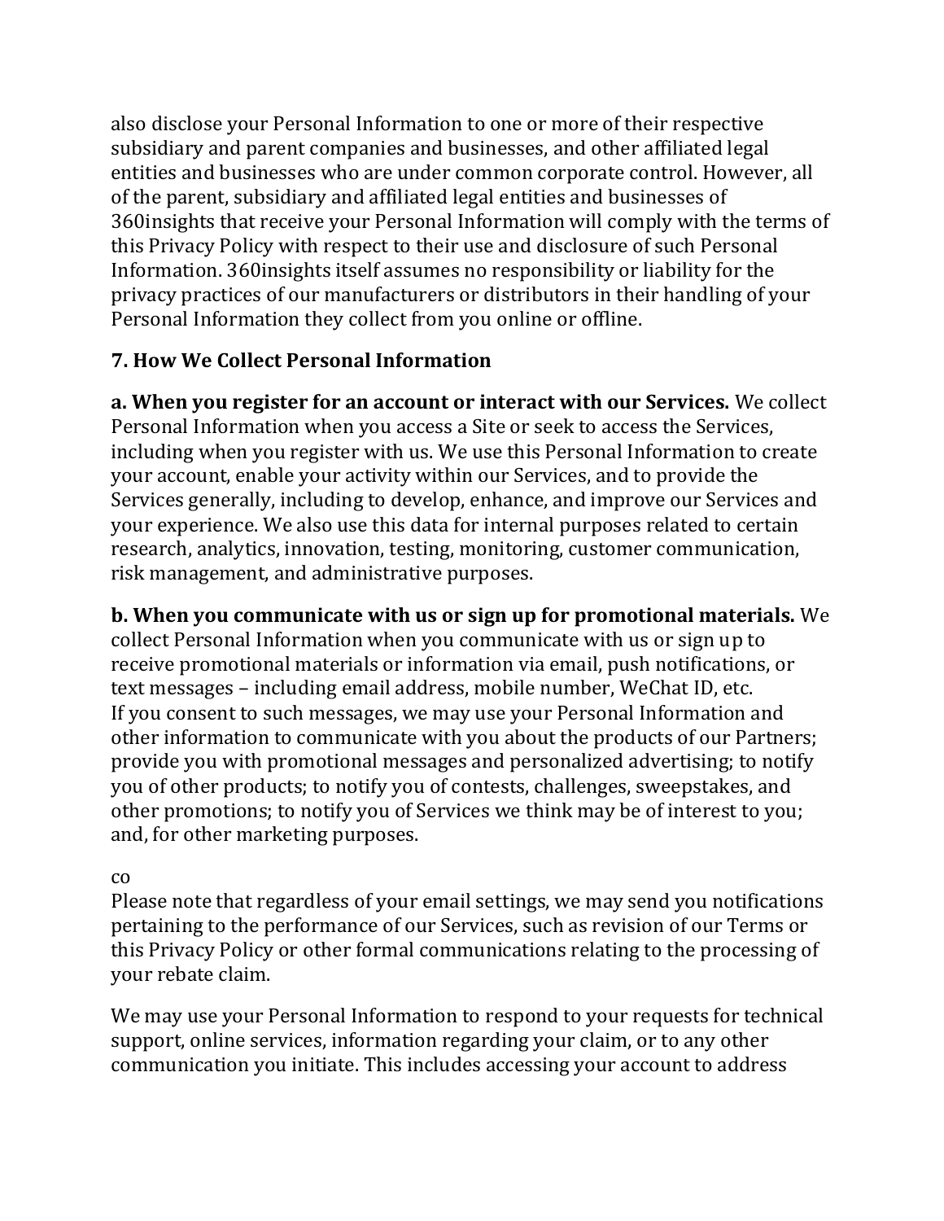also disclose your Personal Information to one or more of their respective subsidiary and parent companies and businesses, and other affiliated legal entities and businesses who are under common corporate control. However, all of the parent, subsidiary and affiliated legal entities and businesses of 360insights that receive your Personal Information will comply with the terms of this Privacy Policy with respect to their use and disclosure of such Personal Information. 360insights itself assumes no responsibility or liability for the privacy practices of our manufacturers or distributors in their handling of your Personal Information they collect from you online or offline.

**7. How We Collect Personal Information**

**a. When you register for an account or interact with our Services.** We collect Personal Information when you access a Site or seek to access the Services, including when you register with us. We use this Personal Information to create your account, enable your activity within our Services, and to provide the Services generally, including to develop, enhance, and improve our Services and your experience. We also use this data for internal purposes related to certain research, analytics, innovation, testing, monitoring, customer communication, risk management, and administrative purposes.

**b. When you communicate with us or sign up for promotional materials.** We collect Personal Information when you communicate with us or sign up to receive promotional materials or information via email, push notifications, or text messages – including email address, mobile number, WeChat ID, etc. If you consent to such messages, we may use your Personal Information and other information to communicate with you about the products of our Partners; provide you with promotional messages and personalized advertising; to notify you of other products; to notify you of contests, challenges, sweepstakes, and other promotions; to notify you of Services we think may be of interest to you; and, for other marketing purposes.

co
Please note that regardless of your email settings, we may send you notifications pertaining to the performance of our Services, such as revision of our Terms or this Privacy Policy or other formal communications relating to the processing of your rebate claim.

We may use your Personal Information to respond to your requests for technical support, online services, information regarding your claim, or to any other communication you initiate. This includes accessing your account to address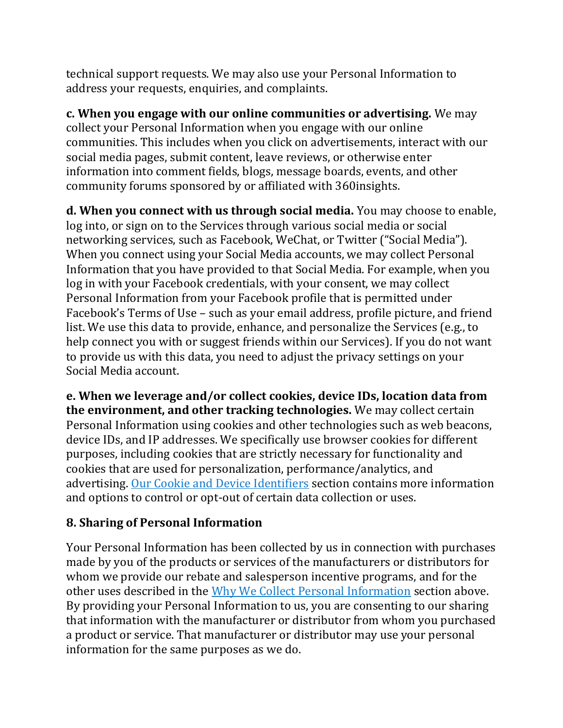technical support requests. We may also use your Personal Information to address your requests, enquiries, and complaints.

**c. When you engage with our online communities or advertising.** We may collect your Personal Information when you engage with our online communities. This includes when you click on advertisements, interact with our social media pages, submit content, leave reviews, or otherwise enter information into comment fields, blogs, message boards, events, and other community forums sponsored by or affiliated with 360insights.

**d. When you connect with us through social media.** You may choose to enable, log into, or sign on to the Services through various social media or social networking services, such as Facebook, WeChat, or Twitter ("Social Media"). When you connect using your Social Media accounts, we may collect Personal Information that you have provided to that Social Media. For example, when you log in with your Facebook credentials, with your consent, we may collect Personal Information from your Facebook profile that is permitted under Facebook's Terms of Use – such as your email address, profile picture, and friend list. We use this data to provide, enhance, and personalize the Services (e.g., to help connect you with or suggest friends within our Services). If you do not want to provide us with this data, you need to adjust the privacy settings on your Social Media account.

**e. When we leverage and/or collect cookies, device IDs, location data from the environment, and other tracking technologies.** We may collect certain Personal Information using cookies and other technologies such as web beacons, device IDs, and IP addresses. We specifically use browser cookies for different purposes, including cookies that are strictly necessary for functionality and cookies that are used for personalization, performance/analytics, and advertising. [Our Cookie and Device Identifiers] section contains more information and options to control or opt-out of certain data collection or uses.

## 8. Sharing of Personal Information

Your Personal Information has been collected by us in connection with purchases made by you of the products or services of the manufacturers or distributors for whom we provide our rebate and salesperson incentive programs, and for the other uses described in the [Why We Collect Personal Information] section above. By providing your Personal Information to us, you are consenting to our sharing that information with the manufacturer or distributor from whom you purchased a product or service. That manufacturer or distributor may use your personal information for the same purposes as we do.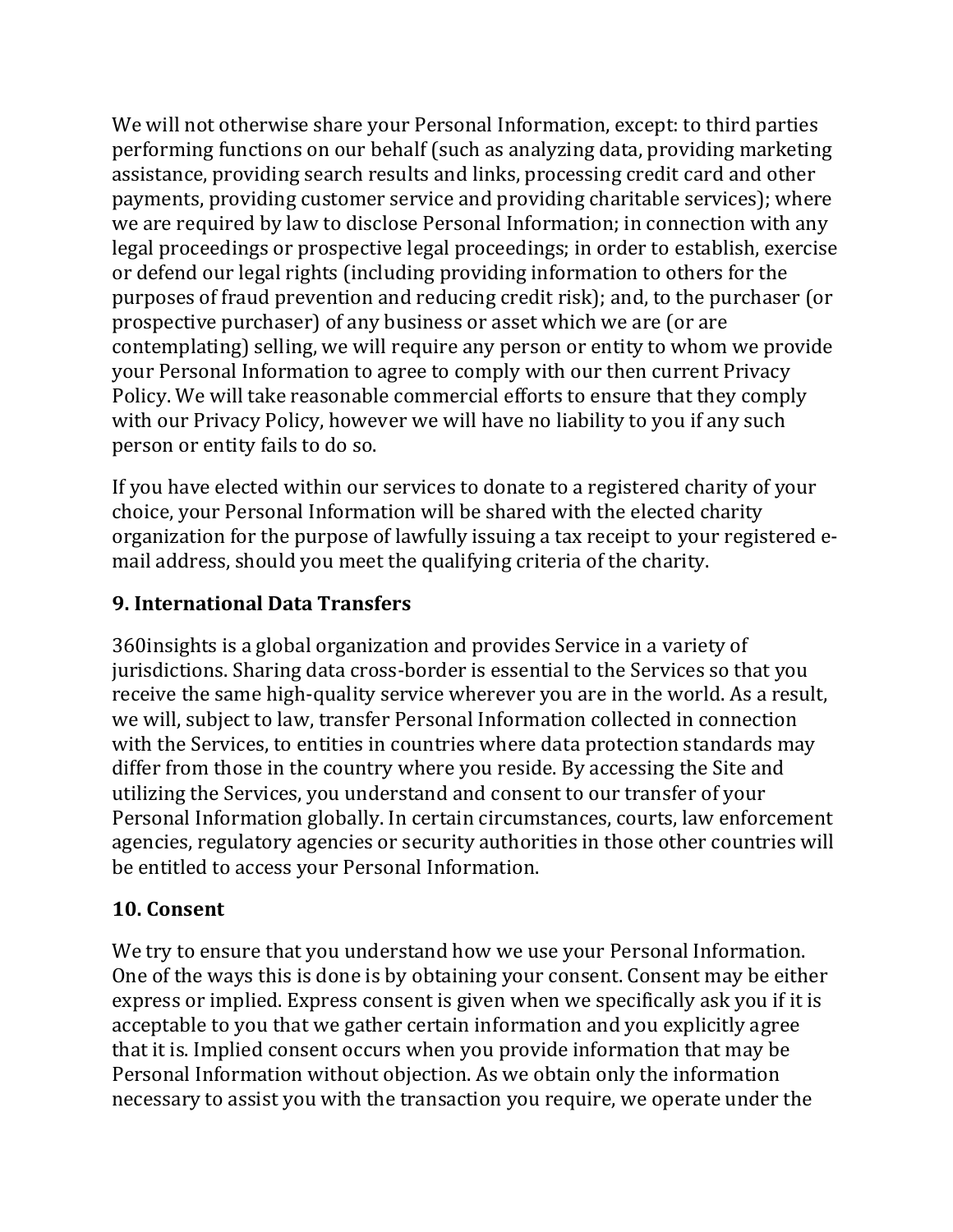We will not otherwise share your Personal Information, except: to third parties performing functions on our behalf (such as analyzing data, providing marketing assistance, providing search results and links, processing credit card and other payments, providing customer service and providing charitable services); where we are required by law to disclose Personal Information; in connection with any legal proceedings or prospective legal proceedings; in order to establish, exercise or defend our legal rights (including providing information to others for the purposes of fraud prevention and reducing credit risk); and, to the purchaser (or prospective purchaser) of any business or asset which we are (or are contemplating) selling, we will require any person or entity to whom we provide your Personal Information to agree to comply with our then current Privacy Policy. We will take reasonable commercial efforts to ensure that they comply with our Privacy Policy, however we will have no liability to you if any such person or entity fails to do so.

If you have elected within our services to donate to a registered charity of your choice, your Personal Information will be shared with the elected charity organization for the purpose of lawfully issuing a tax receipt to your registered e-mail address, should you meet the qualifying criteria of the charity.

### 9. International Data Transfers

360insights is a global organization and provides Service in a variety of jurisdictions. Sharing data cross-border is essential to the Services so that you receive the same high-quality service wherever you are in the world. As a result, we will, subject to law, transfer Personal Information collected in connection with the Services, to entities in countries where data protection standards may differ from those in the country where you reside. By accessing the Site and utilizing the Services, you understand and consent to our transfer of your Personal Information globally. In certain circumstances, courts, law enforcement agencies, regulatory agencies or security authorities in those other countries will be entitled to access your Personal Information.

### 10. Consent

We try to ensure that you understand how we use your Personal Information. One of the ways this is done is by obtaining your consent. Consent may be either express or implied. Express consent is given when we specifically ask you if it is acceptable to you that we gather certain information and you explicitly agree that it is. Implied consent occurs when you provide information that may be Personal Information without objection. As we obtain only the information necessary to assist you with the transaction you require, we operate under the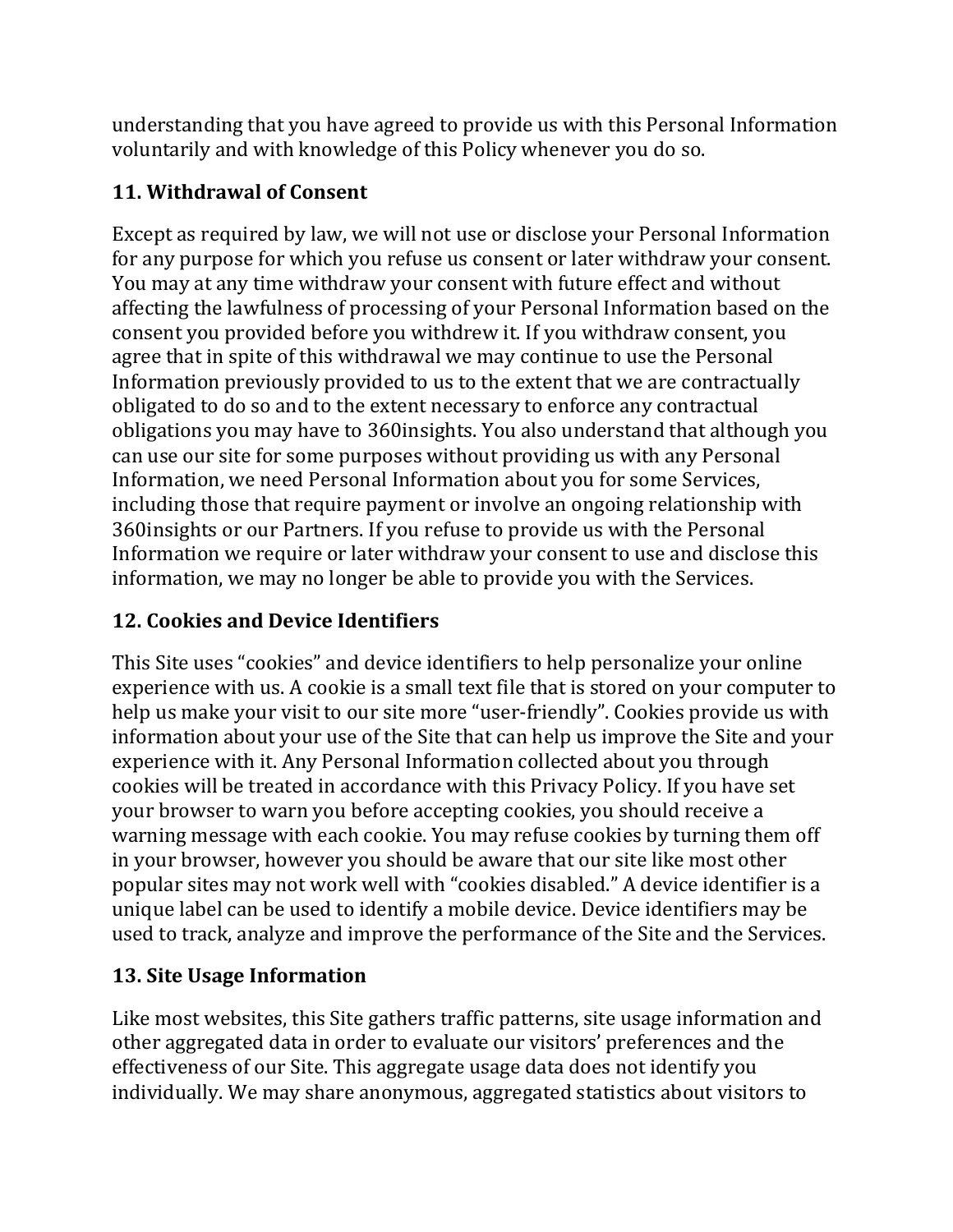understanding that you have agreed to provide us with this Personal Information voluntarily and with knowledge of this Policy whenever you do so.

## 11. Withdrawal of Consent

Except as required by law, we will not use or disclose your Personal Information for any purpose for which you refuse us consent or later withdraw your consent. You may at any time withdraw your consent with future effect and without affecting the lawfulness of processing of your Personal Information based on the consent you provided before you withdrew it. If you withdraw consent, you agree that in spite of this withdrawal we may continue to use the Personal Information previously provided to us to the extent that we are contractually obligated to do so and to the extent necessary to enforce any contractual obligations you may have to 360insights. You also understand that although you can use our site for some purposes without providing us with any Personal Information, we need Personal Information about you for some Services, including those that require payment or involve an ongoing relationship with 360insights or our Partners. If you refuse to provide us with the Personal Information we require or later withdraw your consent to use and disclose this information, we may no longer be able to provide you with the Services.

## 12. Cookies and Device Identifiers

This Site uses "cookies" and device identifiers to help personalize your online experience with us. A cookie is a small text file that is stored on your computer to help us make your visit to our site more "user-friendly". Cookies provide us with information about your use of the Site that can help us improve the Site and your experience with it. Any Personal Information collected about you through cookies will be treated in accordance with this Privacy Policy. If you have set your browser to warn you before accepting cookies, you should receive a warning message with each cookie. You may refuse cookies by turning them off in your browser, however you should be aware that our site like most other popular sites may not work well with "cookies disabled." A device identifier is a unique label can be used to identify a mobile device. Device identifiers may be used to track, analyze and improve the performance of the Site and the Services.

## 13. Site Usage Information

Like most websites, this Site gathers traffic patterns, site usage information and other aggregated data in order to evaluate our visitors' preferences and the effectiveness of our Site. This aggregate usage data does not identify you individually. We may share anonymous, aggregated statistics about visitors to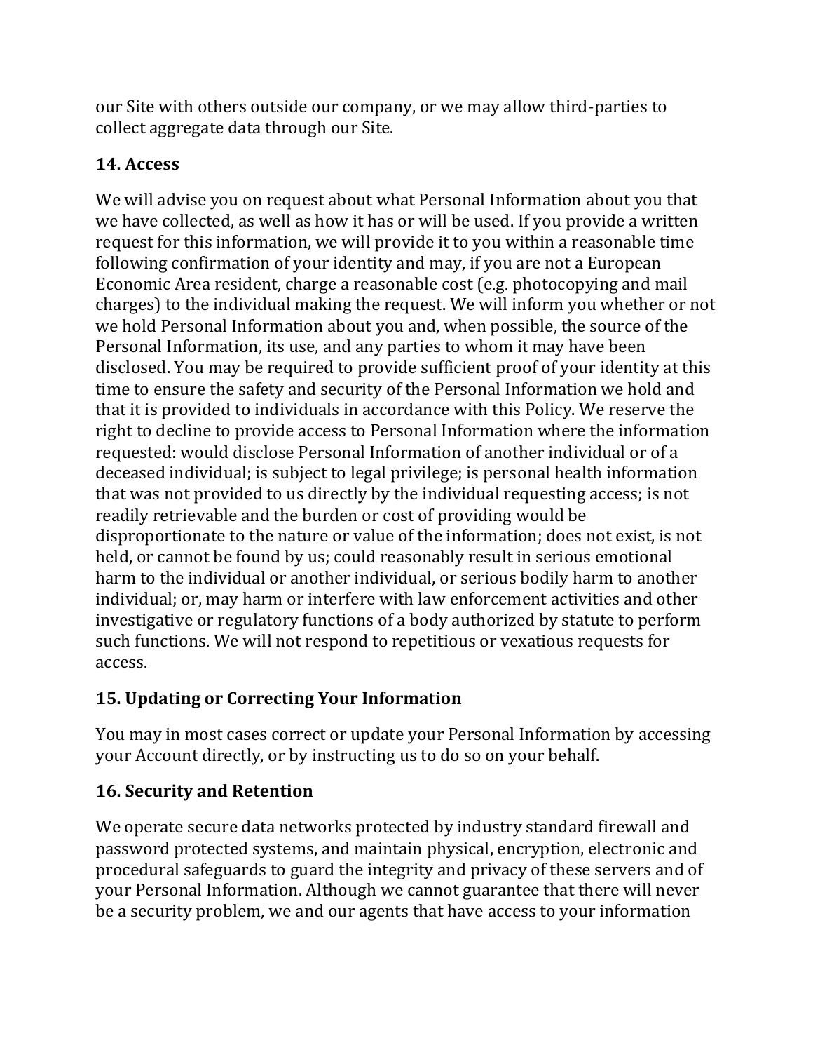our Site with others outside our company, or we may allow third-parties to collect aggregate data through our Site.

### 14. Access

We will advise you on request about what Personal Information about you that we have collected, as well as how it has or will be used. If you provide a written request for this information, we will provide it to you within a reasonable time following confirmation of your identity and may, if you are not a European Economic Area resident, charge a reasonable cost (e.g. photocopying and mail charges) to the individual making the request. We will inform you whether or not we hold Personal Information about you and, when possible, the source of the Personal Information, its use, and any parties to whom it may have been disclosed. You may be required to provide sufficient proof of your identity at this time to ensure the safety and security of the Personal Information we hold and that it is provided to individuals in accordance with this Policy. We reserve the right to decline to provide access to Personal Information where the information requested: would disclose Personal Information of another individual or of a deceased individual; is subject to legal privilege; is personal health information that was not provided to us directly by the individual requesting access; is not readily retrievable and the burden or cost of providing would be disproportionate to the nature or value of the information; does not exist, is not held, or cannot be found by us; could reasonably result in serious emotional harm to the individual or another individual, or serious bodily harm to another individual; or, may harm or interfere with law enforcement activities and other investigative or regulatory functions of a body authorized by statute to perform such functions. We will not respond to repetitious or vexatious requests for access.

### 15. Updating or Correcting Your Information

You may in most cases correct or update your Personal Information by accessing your Account directly, or by instructing us to do so on your behalf.

### 16. Security and Retention

We operate secure data networks protected by industry standard firewall and password protected systems, and maintain physical, encryption, electronic and procedural safeguards to guard the integrity and privacy of these servers and of your Personal Information. Although we cannot guarantee that there will never be a security problem, we and our agents that have access to your information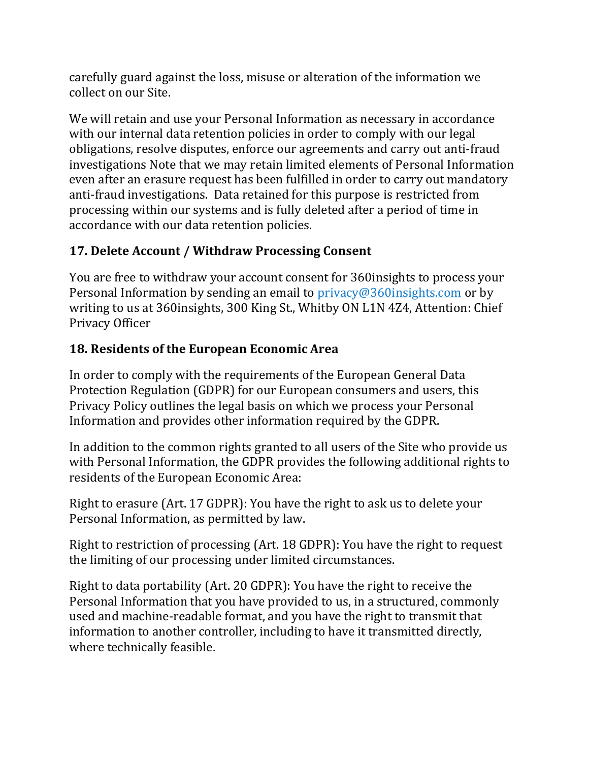carefully guard against the loss, misuse or alteration of the information we collect on our Site.

We will retain and use your Personal Information as necessary in accordance with our internal data retention policies in order to comply with our legal obligations, resolve disputes, enforce our agreements and carry out anti-fraud investigations Note that we may retain limited elements of Personal Information even after an erasure request has been fulfilled in order to carry out mandatory anti-fraud investigations.  Data retained for this purpose is restricted from processing within our systems and is fully deleted after a period of time in accordance with our data retention policies.

## 17. Delete Account / Withdraw Processing Consent

You are free to withdraw your account consent for 360insights to process your Personal Information by sending an email to privacy@360insights.com or by writing to us at 360insights, 300 King St., Whitby ON L1N 4Z4, Attention: Chief Privacy Officer

## 18. Residents of the European Economic Area

In order to comply with the requirements of the European General Data Protection Regulation (GDPR) for our European consumers and users, this Privacy Policy outlines the legal basis on which we process your Personal Information and provides other information required by the GDPR.

In addition to the common rights granted to all users of the Site who provide us with Personal Information, the GDPR provides the following additional rights to residents of the European Economic Area:

Right to erasure (Art. 17 GDPR): You have the right to ask us to delete your Personal Information, as permitted by law.

Right to restriction of processing (Art. 18 GDPR): You have the right to request the limiting of our processing under limited circumstances.

Right to data portability (Art. 20 GDPR): You have the right to receive the Personal Information that you have provided to us, in a structured, commonly used and machine-readable format, and you have the right to transmit that information to another controller, including to have it transmitted directly, where technically feasible.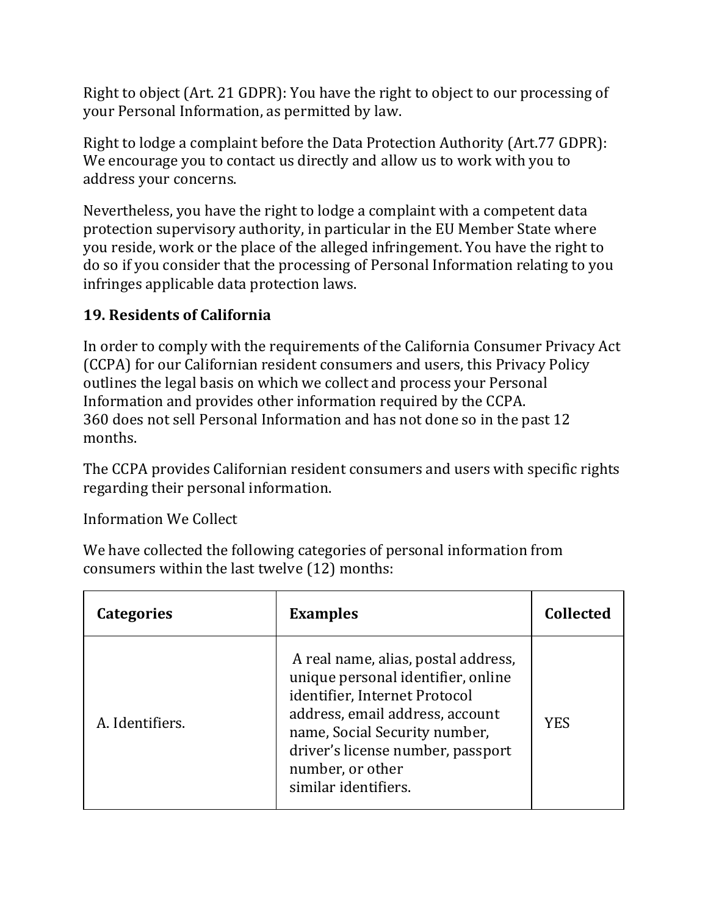Right to object (Art. 21 GDPR): You have the right to object to our processing of your Personal Information, as permitted by law.

Right to lodge a complaint before the Data Protection Authority (Art.77 GDPR): We encourage you to contact us directly and allow us to work with you to address your concerns.

Nevertheless, you have the right to lodge a complaint with a competent data protection supervisory authority, in particular in the EU Member State where you reside, work or the place of the alleged infringement. You have the right to do so if you consider that the processing of Personal Information relating to you infringes applicable data protection laws.

## 19. Residents of California

In order to comply with the requirements of the California Consumer Privacy Act (CCPA) for our Californian resident consumers and users, this Privacy Policy outlines the legal basis on which we collect and process your Personal Information and provides other information required by the CCPA.
360 does not sell Personal Information and has not done so in the past 12 months.

The CCPA provides Californian resident consumers and users with specific rights regarding their personal information.

Information We Collect

We have collected the following categories of personal information from consumers within the last twelve (12) months:

| Categories | Examples | Collected |
| --- | --- | --- |
| A. Identifiers. | A real name, alias, postal address, unique personal identifier, online identifier, Internet Protocol address, email address, account name, Social Security number, driver's license number, passport number, or other similar identifiers. | YES |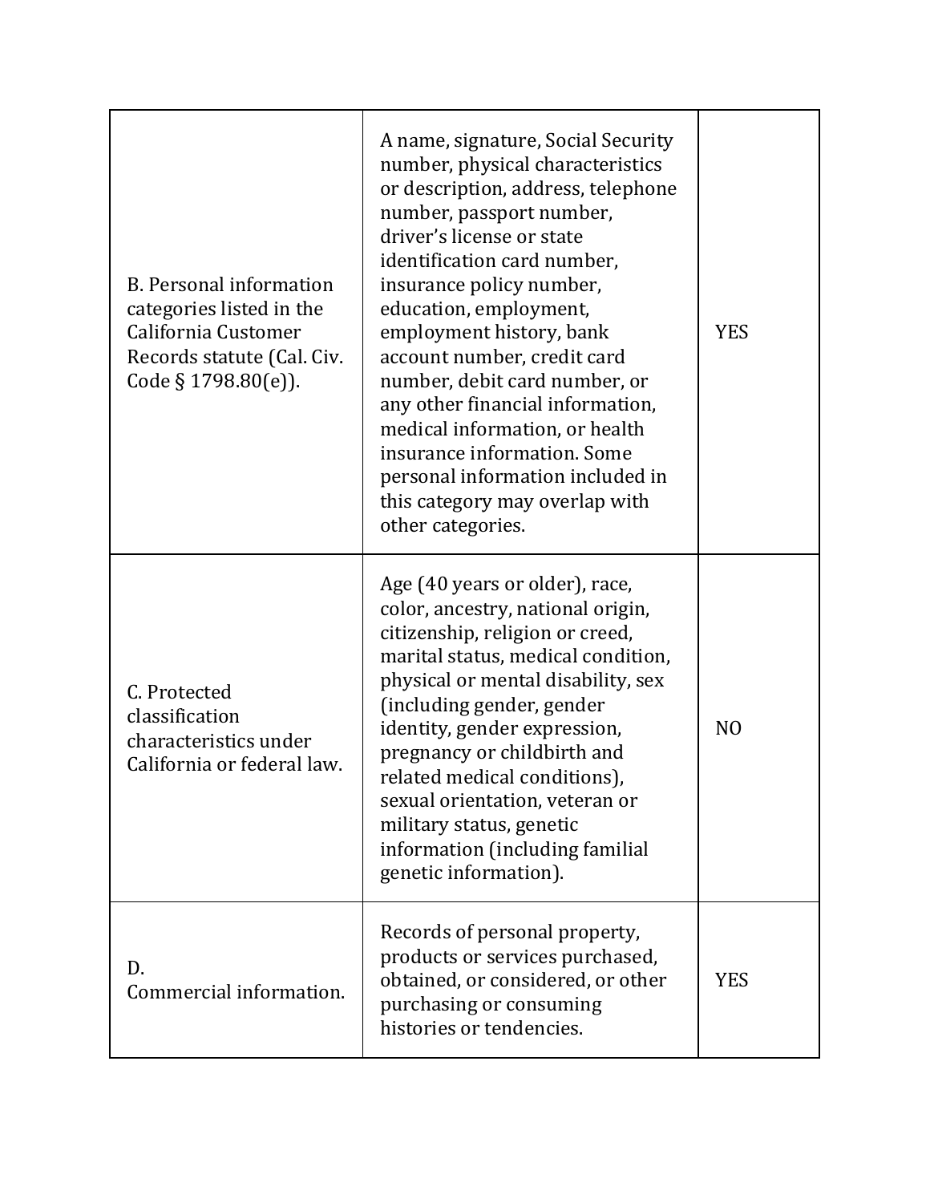| | | |
|---|---|---|
| B. Personal information categories listed in the California Customer Records statute (Cal. Civ. Code § 1798.80(e)). | A name, signature, Social Security number, physical characteristics or description, address, telephone number, passport number, driver's license or state identification card number, insurance policy number, education, employment, employment history, bank account number, credit card number, debit card number, or any other financial information, medical information, or health insurance information. Some personal information included in this category may overlap with other categories. | YES |
| C. Protected classification characteristics under California or federal law. | Age (40 years or older), race, color, ancestry, national origin, citizenship, religion or creed, marital status, medical condition, physical or mental disability, sex (including gender, gender identity, gender expression, pregnancy or childbirth and related medical conditions), sexual orientation, veteran or military status, genetic information (including familial genetic information). | NO |
| D. Commercial information. | Records of personal property, products or services purchased, obtained, or considered, or other purchasing or consuming histories or tendencies. | YES |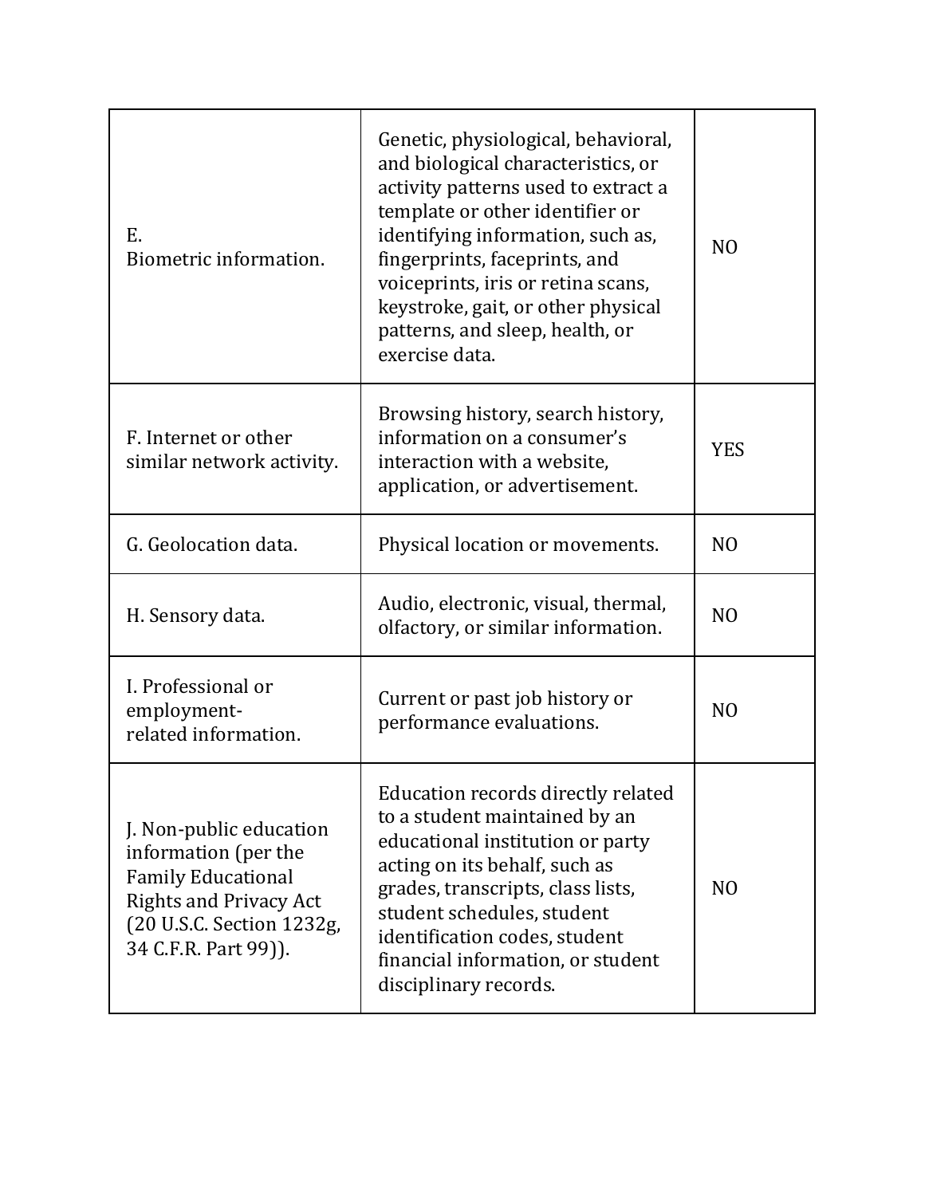| | | |
|---|---|---|
| E. Biometric information. | Genetic, physiological, behavioral, and biological characteristics, or activity patterns used to extract a template or other identifier or identifying information, such as, fingerprints, faceprints, and voiceprints, iris or retina scans, keystroke, gait, or other physical patterns, and sleep, health, or exercise data. | NO |
| F. Internet or other similar network activity. | Browsing history, search history, information on a consumer's interaction with a website, application, or advertisement. | YES |
| G. Geolocation data. | Physical location or movements. | NO |
| H. Sensory data. | Audio, electronic, visual, thermal, olfactory, or similar information. | NO |
| I. Professional or employment-related information. | Current or past job history or performance evaluations. | NO |
| J. Non-public education information (per the Family Educational Rights and Privacy Act (20 U.S.C. Section 1232g, 34 C.F.R. Part 99)). | Education records directly related to a student maintained by an educational institution or party acting on its behalf, such as grades, transcripts, class lists, student schedules, student identification codes, student financial information, or student disciplinary records. | NO |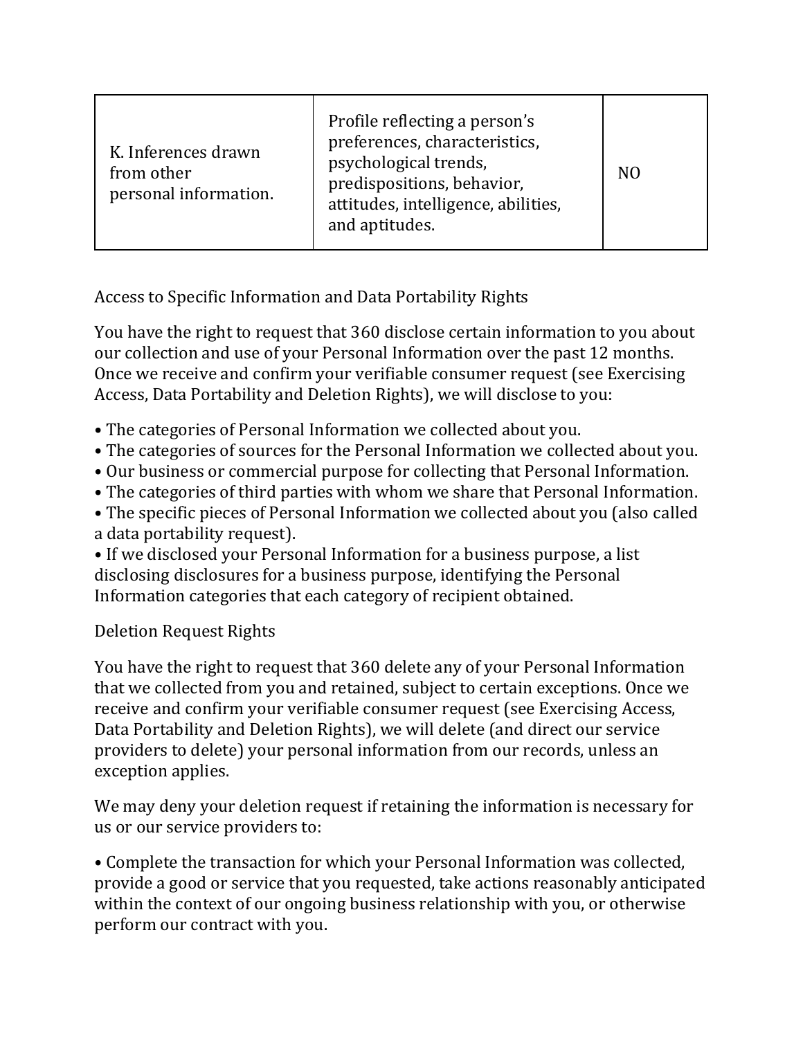| K. Inferences drawn from other personal information. | Profile reflecting a person's preferences, characteristics, psychological trends, predispositions, behavior, attitudes, intelligence, abilities, and aptitudes. | NO |
|---|---|---|

Access to Specific Information and Data Portability Rights

You have the right to request that 360 disclose certain information to you about our collection and use of your Personal Information over the past 12 months. Once we receive and confirm your verifiable consumer request (see Exercising Access, Data Portability and Deletion Rights), we will disclose to you:

• The categories of Personal Information we collected about you.
• The categories of sources for the Personal Information we collected about you.
• Our business or commercial purpose for collecting that Personal Information.
• The categories of third parties with whom we share that Personal Information.
• The specific pieces of Personal Information we collected about you (also called a data portability request).
• If we disclosed your Personal Information for a business purpose, a list disclosing disclosures for a business purpose, identifying the Personal Information categories that each category of recipient obtained.

Deletion Request Rights

You have the right to request that 360 delete any of your Personal Information that we collected from you and retained, subject to certain exceptions. Once we receive and confirm your verifiable consumer request (see Exercising Access, Data Portability and Deletion Rights), we will delete (and direct our service providers to delete) your personal information from our records, unless an exception applies.

We may deny your deletion request if retaining the information is necessary for us or our service providers to:

• Complete the transaction for which your Personal Information was collected, provide a good or service that you requested, take actions reasonably anticipated within the context of our ongoing business relationship with you, or otherwise perform our contract with you.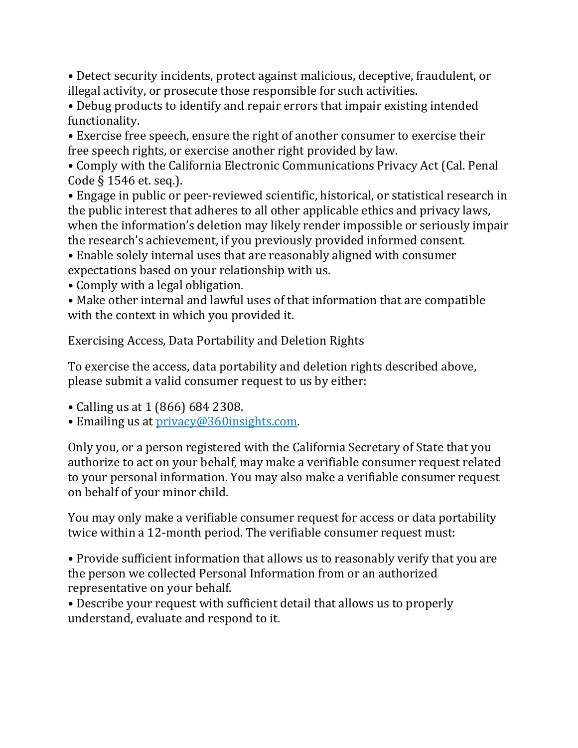- Detect security incidents, protect against malicious, deceptive, fraudulent, or illegal activity, or prosecute those responsible for such activities.
- Debug products to identify and repair errors that impair existing intended functionality.
- Exercise free speech, ensure the right of another consumer to exercise their free speech rights, or exercise another right provided by law.
- Comply with the California Electronic Communications Privacy Act (Cal. Penal Code § 1546 et. seq.).
- Engage in public or peer-reviewed scientific, historical, or statistical research in the public interest that adheres to all other applicable ethics and privacy laws, when the information's deletion may likely render impossible or seriously impair the research's achievement, if you previously provided informed consent.
- Enable solely internal uses that are reasonably aligned with consumer expectations based on your relationship with us.
- Comply with a legal obligation.
- Make other internal and lawful uses of that information that are compatible with the context in which you provided it.

Exercising Access, Data Portability and Deletion Rights

To exercise the access, data portability and deletion rights described above, please submit a valid consumer request to us by either:

- Calling us at 1 (866) 684 2308.
- Emailing us at privacy@360insights.com.

Only you, or a person registered with the California Secretary of State that you authorize to act on your behalf, may make a verifiable consumer request related to your personal information. You may also make a verifiable consumer request on behalf of your minor child.

You may only make a verifiable consumer request for access or data portability twice within a 12-month period. The verifiable consumer request must:

- Provide sufficient information that allows us to reasonably verify that you are the person we collected Personal Information from or an authorized representative on your behalf.
- Describe your request with sufficient detail that allows us to properly understand, evaluate and respond to it.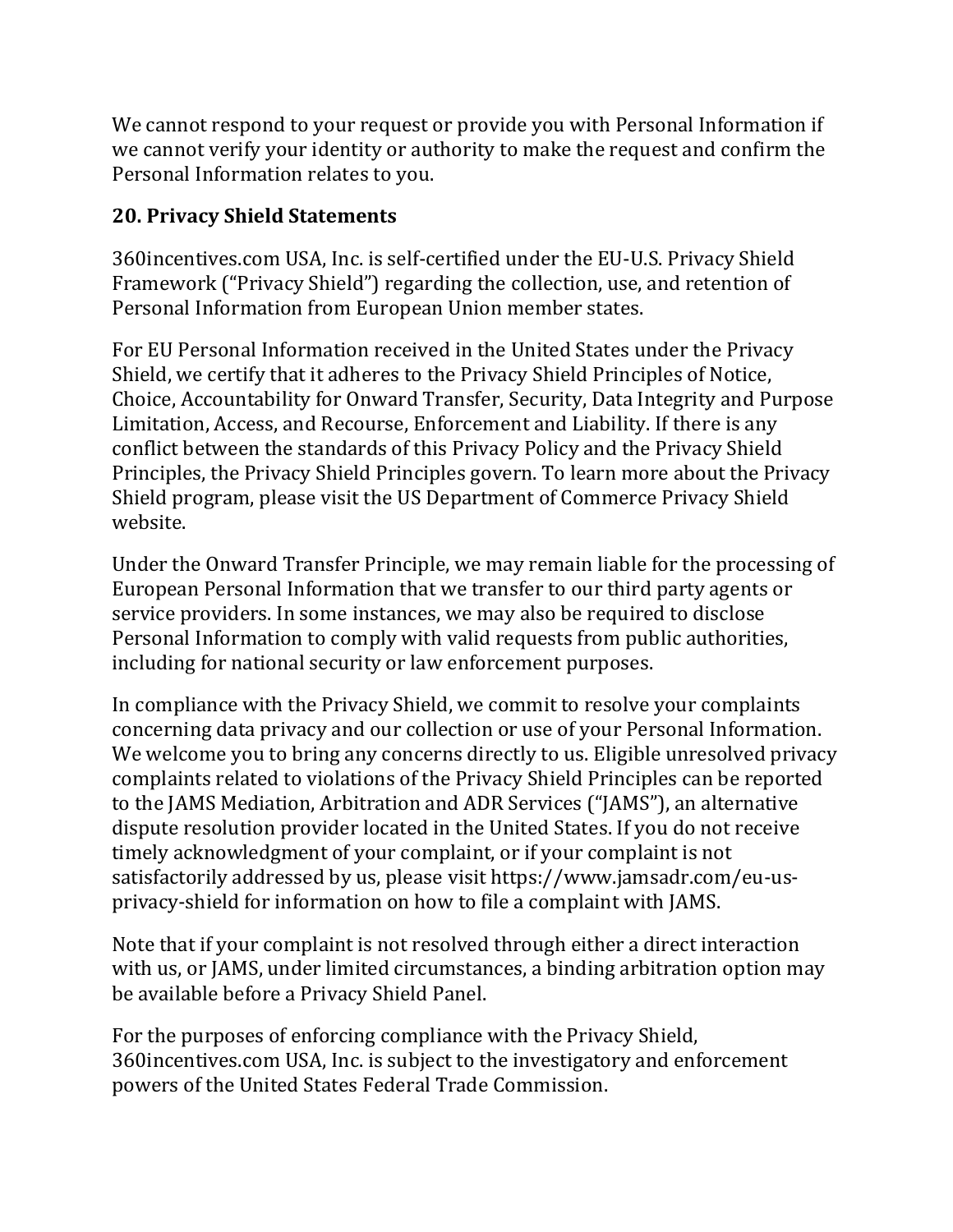We cannot respond to your request or provide you with Personal Information if we cannot verify your identity or authority to make the request and confirm the Personal Information relates to you.

## 20. Privacy Shield Statements

360incentives.com USA, Inc. is self-certified under the EU-U.S. Privacy Shield Framework ("Privacy Shield") regarding the collection, use, and retention of Personal Information from European Union member states.

For EU Personal Information received in the United States under the Privacy Shield, we certify that it adheres to the Privacy Shield Principles of Notice, Choice, Accountability for Onward Transfer, Security, Data Integrity and Purpose Limitation, Access, and Recourse, Enforcement and Liability. If there is any conflict between the standards of this Privacy Policy and the Privacy Shield Principles, the Privacy Shield Principles govern. To learn more about the Privacy Shield program, please visit the US Department of Commerce Privacy Shield website.

Under the Onward Transfer Principle, we may remain liable for the processing of European Personal Information that we transfer to our third party agents or service providers. In some instances, we may also be required to disclose Personal Information to comply with valid requests from public authorities, including for national security or law enforcement purposes.

In compliance with the Privacy Shield, we commit to resolve your complaints concerning data privacy and our collection or use of your Personal Information. We welcome you to bring any concerns directly to us. Eligible unresolved privacy complaints related to violations of the Privacy Shield Principles can be reported to the JAMS Mediation, Arbitration and ADR Services ("JAMS"), an alternative dispute resolution provider located in the United States. If you do not receive timely acknowledgment of your complaint, or if your complaint is not satisfactorily addressed by us, please visit https://www.jamsadr.com/eu-us-privacy-shield for information on how to file a complaint with JAMS.

Note that if your complaint is not resolved through either a direct interaction with us, or JAMS, under limited circumstances, a binding arbitration option may be available before a Privacy Shield Panel.

For the purposes of enforcing compliance with the Privacy Shield, 360incentives.com USA, Inc. is subject to the investigatory and enforcement powers of the United States Federal Trade Commission.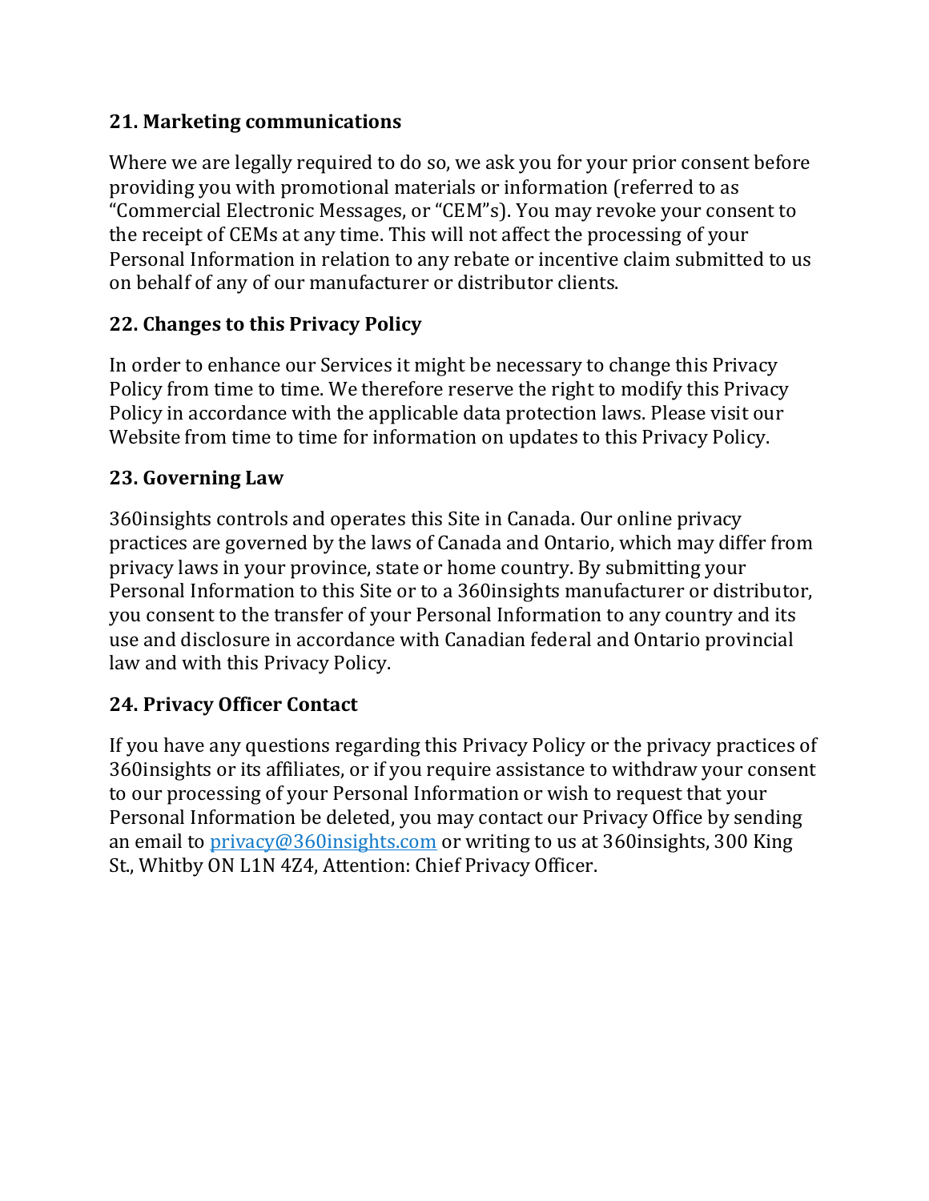## 21. Marketing communications

Where we are legally required to do so, we ask you for your prior consent before providing you with promotional materials or information (referred to as "Commercial Electronic Messages, or "CEM"s). You may revoke your consent to the receipt of CEMs at any time. This will not affect the processing of your Personal Information in relation to any rebate or incentive claim submitted to us on behalf of any of our manufacturer or distributor clients.

## 22. Changes to this Privacy Policy

In order to enhance our Services it might be necessary to change this Privacy Policy from time to time. We therefore reserve the right to modify this Privacy Policy in accordance with the applicable data protection laws. Please visit our Website from time to time for information on updates to this Privacy Policy.

## 23. Governing Law

360insights controls and operates this Site in Canada. Our online privacy practices are governed by the laws of Canada and Ontario, which may differ from privacy laws in your province, state or home country. By submitting your Personal Information to this Site or to a 360insights manufacturer or distributor, you consent to the transfer of your Personal Information to any country and its use and disclosure in accordance with Canadian federal and Ontario provincial law and with this Privacy Policy.

## 24. Privacy Officer Contact

If you have any questions regarding this Privacy Policy or the privacy practices of 360insights or its affiliates, or if you require assistance to withdraw your consent to our processing of your Personal Information or wish to request that your Personal Information be deleted, you may contact our Privacy Office by sending an email to [privacy@360insights.com](mailto:privacy@360insights.com) or writing to us at 360insights, 300 King St., Whitby ON L1N 4Z4, Attention: Chief Privacy Officer.